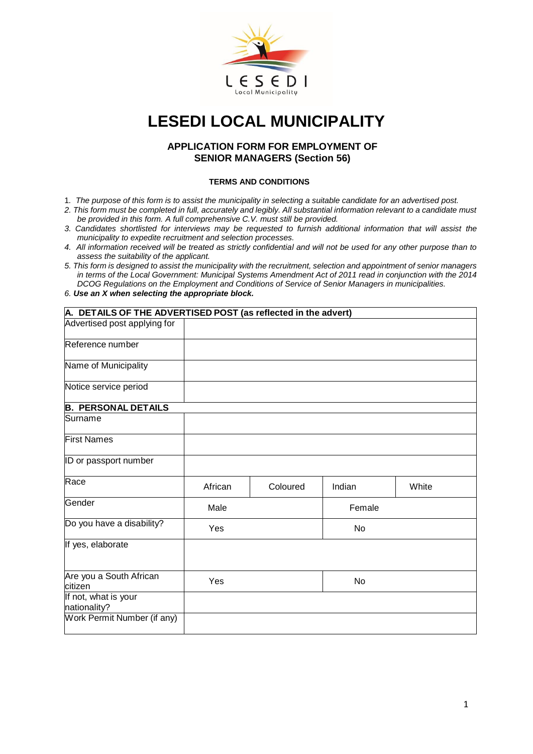# LESEDI LOCAL MUNICIPALITY

## APPLICATION FORM FOR EMPLOYMENT OF SENIOR MANAGERS (Section 56)

### TERMS AND CONDITIONS

1. *The purpose of this form is to assist the municipality in selecting a suitable candidate for an advertised post.*
2. *This form must be completed in full, accurately and legibly. All substantial information relevant to a candidate must be provided in this form. A full comprehensive C.V. must still be provided.*
3. *Candidates shortlisted for interviews may be requested to furnish additional information that will assist the municipality to expedite recruitment and selection processes.*
4. *All information received will be treated as strictly confidential and will not be used for any other purpose than to assess the suitability of the applicant.*
5. *This form is designed to assist the municipality with the recruitment, selection and appointment of senior managers in terms of the Local Government: Municipal Systems Amendment Act of 2011 read in conjunction with the 2014 DCOG Regulations on the Employment and Conditions of Service of Senior Managers in municipalities.*
6. ***Use an X when selecting the appropriate block.***

| **A. DETAILS OF THE ADVERTISED POST (as reflected in the advert)** | | | | |
|---|---|---|---|---|
| Advertised post applying for | | | | |
| Reference number | | | | |
| Name of Municipality | | | | |
| Notice service period | | | | |
| **B. PERSONAL DETAILS** | | | | |
| Surname | | | | |
| First Names | | | | |
| ID or passport number | | | | |
| Race | African | Coloured | Indian | White |
| Gender | Male | | Female | |
| Do you have a disability? | Yes | | No | |
| If yes, elaborate | | | | |
| Are you a South African citizen | Yes | | No | |
| If not, what is your nationality? | | | | |
| Work Permit Number (if any) | | | | |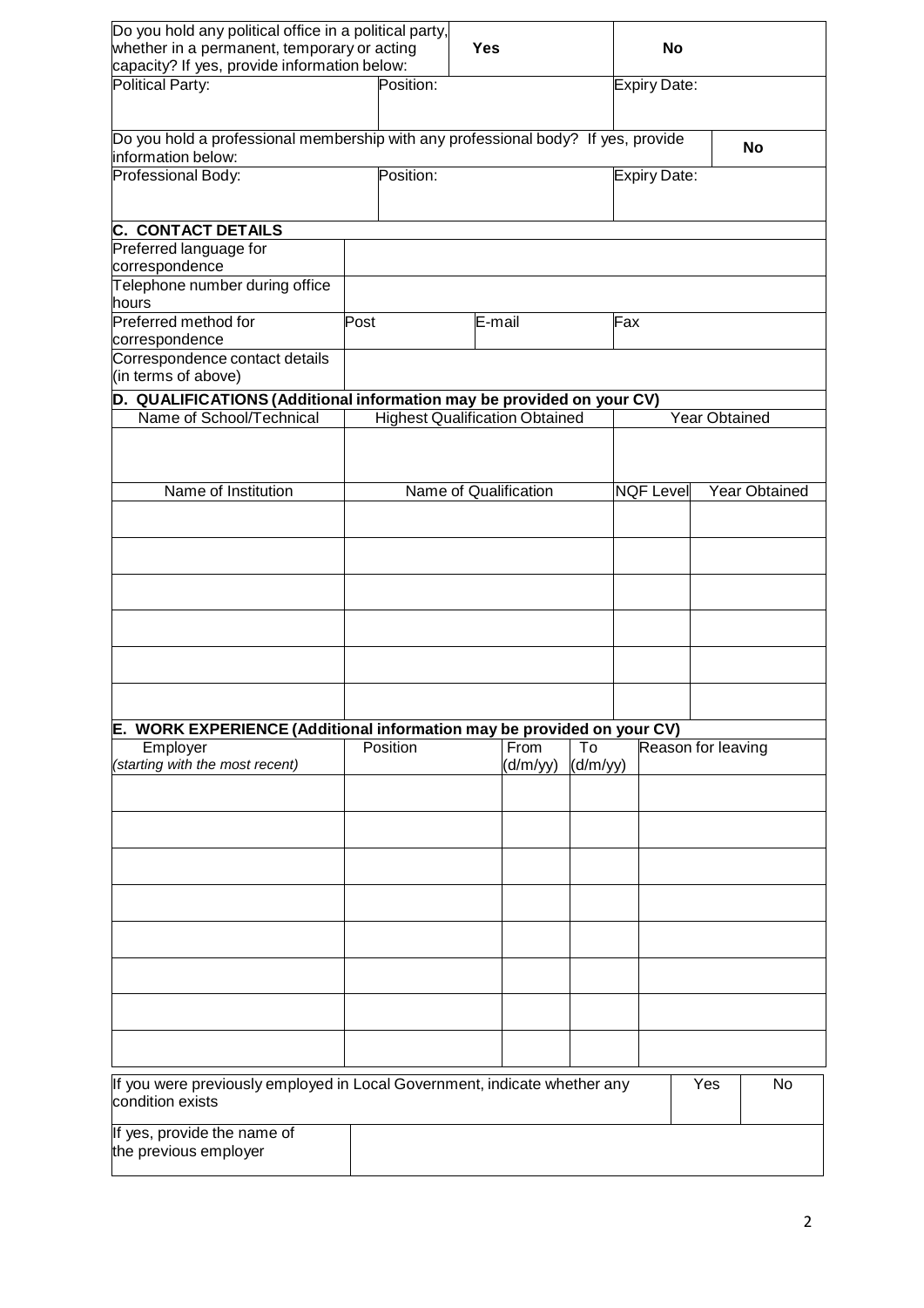| Do you hold any political office in a political party, whether in a permanent, temporary or acting capacity? If yes, provide information below: | **Yes** | **No** |
|---|---|---|
| Political Party: | Position: | Expiry Date: |
| | | |

| Do you hold a professional membership with any professional body? If yes, provide information below: | | **No** |
|---|---|---|
| Professional Body: | Position: | Expiry Date: |
| | | |

## C. CONTACT DETAILS

| | | | |
|---|---|---|---|
| Preferred language for correspondence | | | |
| Telephone number during office hours | | | |
| Preferred method for correspondence | Post | E-mail | Fax |
| Correspondence contact details (in terms of above) | | | |

## D. QUALIFICATIONS (Additional information may be provided on your CV)

| Name of School/Technical | Highest Qualification Obtained | Year Obtained |
|---|---|---|
| | | |

| Name of Institution | Name of Qualification | NQF Level | Year Obtained |
|---|---|---|---|
| | | | |
| | | | |
| | | | |
| | | | |
| | | | |
| | | | |

## E. WORK EXPERIENCE (Additional information may be provided on your CV)

| Employer *(starting with the most recent)* | Position | From (d/m/yy) | To (d/m/yy) | Reason for leaving |
|---|---|---|---|---|
| | | | | |
| | | | | |
| | | | | |
| | | | | |
| | | | | |
| | | | | |
| | | | | |
| | | | | |

| If you were previously employed in Local Government, indicate whether any condition exists | Yes | No |
|---|---|---|
| If yes, provide the name of the previous employer | | |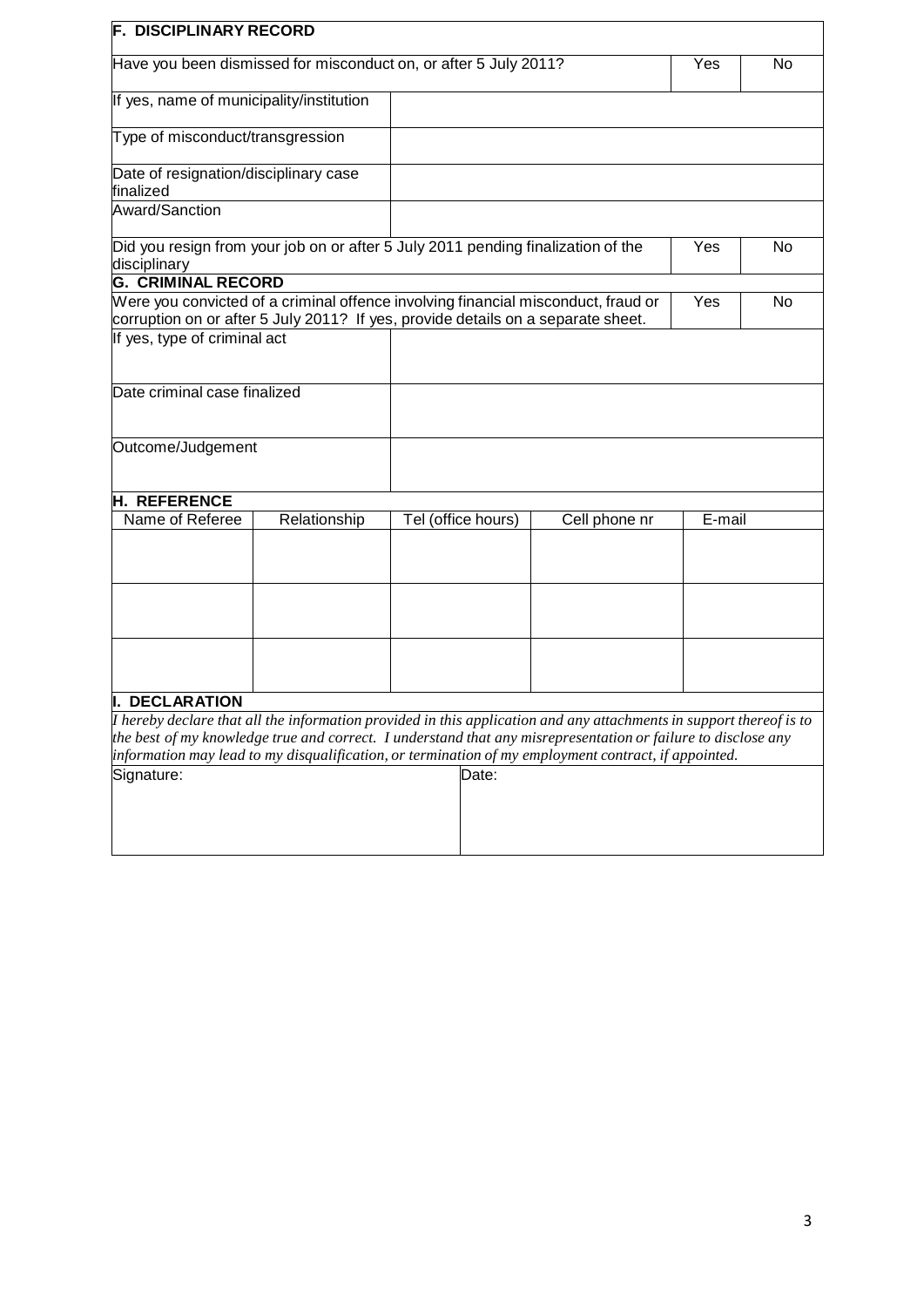## F. DISCIPLINARY RECORD

| | | |
|---|---|---|
| Have you been dismissed for misconduct on, or after 5 July 2011? | Yes | No |

| | |
|---|---|
| If yes, name of municipality/institution | |
| Type of misconduct/transgression | |
| Date of resignation/disciplinary case finalized | |
| Award/Sanction | |

| | | |
|---|---|---|
| Did you resign from your job on or after 5 July 2011 pending finalization of the disciplinary | Yes | No |

## G. CRIMINAL RECORD

| | | |
|---|---|---|
| Were you convicted of a criminal offence involving financial misconduct, fraud or corruption on or after 5 July 2011? If yes, provide details on a separate sheet. | Yes | No |

| | |
|---|---|
| If yes, type of criminal act | |
| Date criminal case finalized | |
| Outcome/Judgement | |

## H. REFERENCE

| Name of Referee | Relationship | Tel (office hours) | Cell phone nr | E-mail |
|---|---|---|---|---|
| | | | | |
| | | | | |
| | | | | |

## I. DECLARATION

*I hereby declare that all the information provided in this application and any attachments in support thereof is to the best of my knowledge true and correct. I understand that any misrepresentation or failure to disclose any information may lead to my disqualification, or termination of my employment contract, if appointed.*

| | |
|---|---|
| Signature: | Date: |